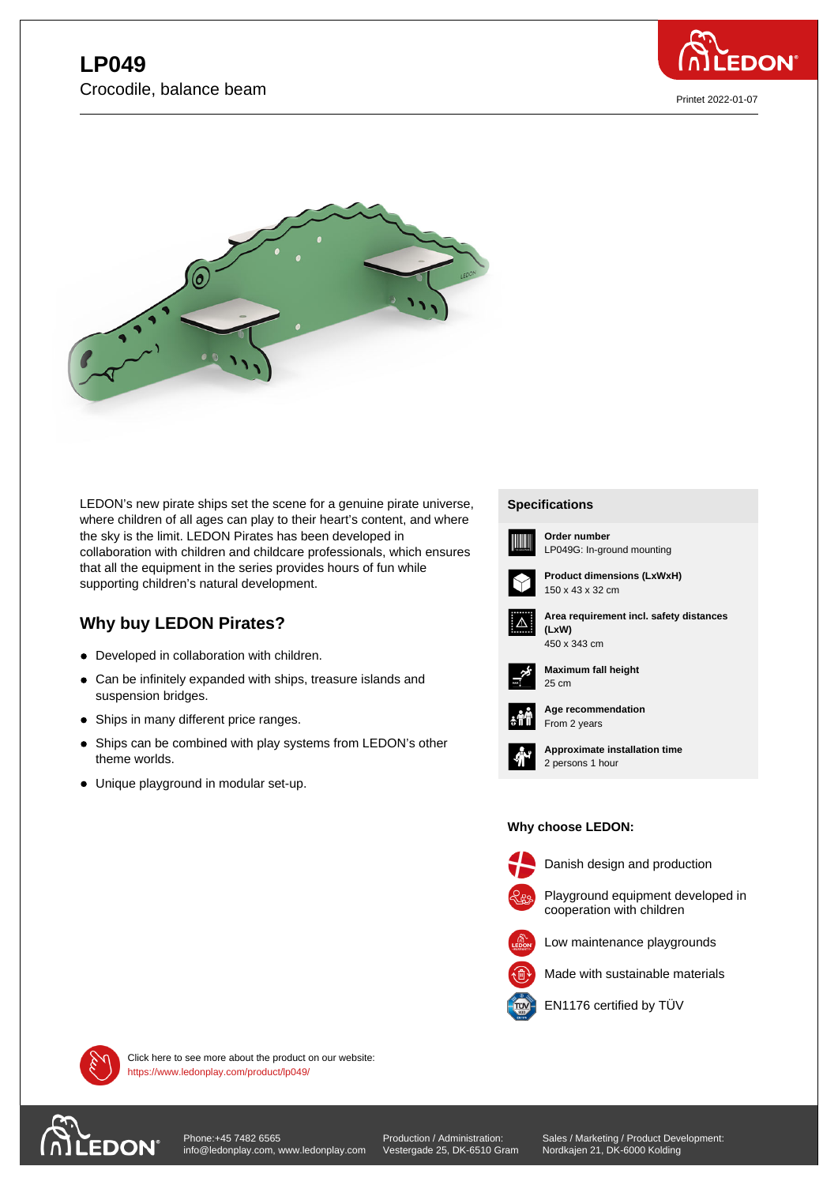# LP049

Crocodile, balance beam

Printet 2022-01-07

LEDON's new pirate ships set the scene for a genuine pirate universe, where children of all ages can play to their heart's content, and where the sky is the limit. LEDON Pirates has been developed in collaboration with children and childcare professionals, which ensures that all the equipment in the series provides hours of fun while supporting children's natural development.

## Why buy LEDON Pirates?

- Developed in collaboration with children.
- Can be infinitely expanded with ships, treasure islands and suspension bridges.
- Ships in many different price ranges.
- Ships can be combined with play systems from LEDON's other theme worlds.
- Unique playground in modular set-up.

### Specifications

**Order number**
LP049G: In-ground mounting

**Product dimensions (LxWxH)**
150 x 43 x 32 cm

**Area requirement incl. safety distances (LxW)**
450 x 343 cm

**Maximum fall height**
25 cm

**Age recommendation**
From 2 years

**Approximate installation time**
2 persons 1 hour

### Why choose LEDON:

- Danish design and production
- Playground equipment developed in cooperation with children
- Low maintenance playgrounds
- Made with sustainable materials
- EN1176 certified by TÜV

Click here to see more about the product on our website:
https://www.ledonplay.com/product/lp049/

Phone:+45 7482 6565
info@ledonplay.com, www.ledonplay.com

Production / Administration:
Vestergade 25, DK-6510 Gram

Sales / Marketing / Product Development:
Nordkajen 21, DK-6000 Kolding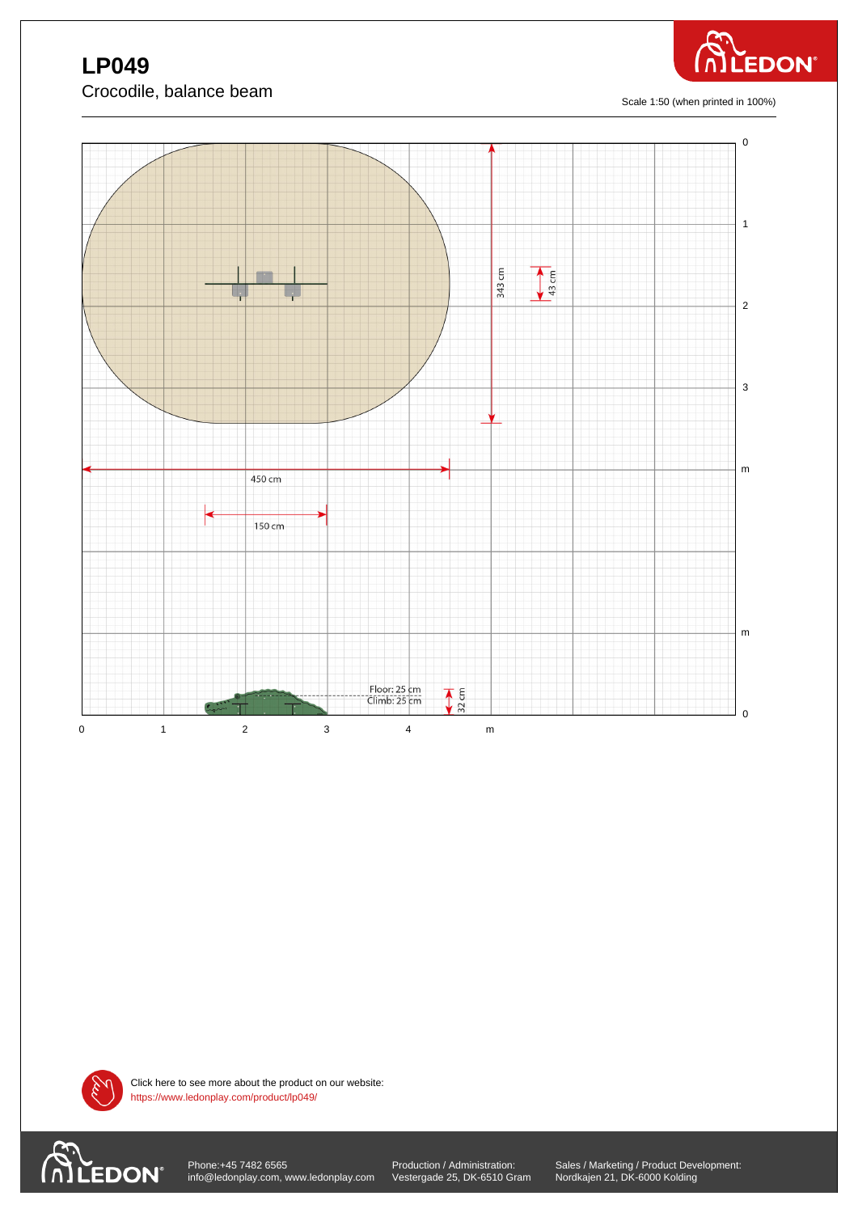# LP049

Crocodile, balance beam

Scale 1:50 (when printed in 100%)

343 cm

43 cm

450 cm

150 cm

Floor: 25 cm

Climb: 25 cm

32 cm

0

1

2

3

m

m

0

0

1

2

3

4

m

Click here to see more about the product on our website:
https://www.ledonplay.com/product/lp049/

Phone:+45 7482 6565
info@ledonplay.com, www.ledonplay.com

Production / Administration:
Vestergade 25, DK-6510 Gram

Sales / Marketing / Product Development:
Nordkajen 21, DK-6000 Kolding